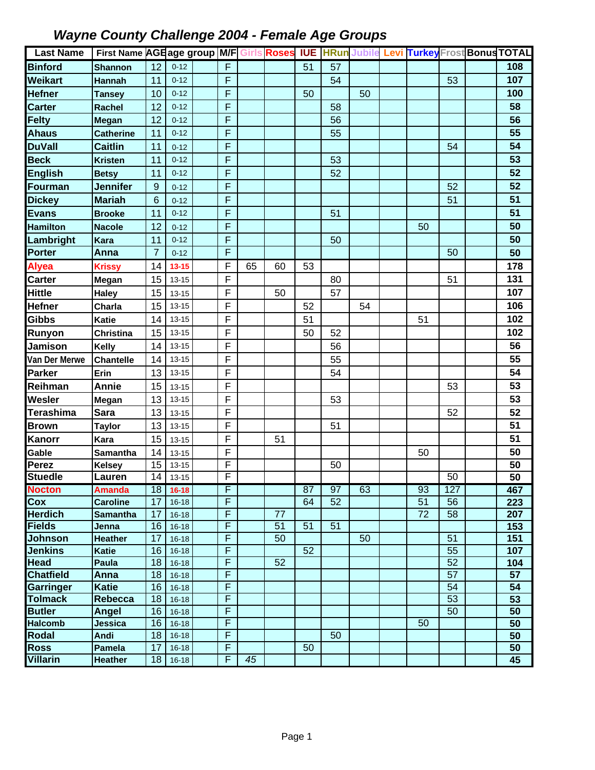# *Wayne County Challenge 2004 - Female Age Groups*

| Last Name | First Name | AGE | age group | M/F | Girls | Roses | IUE | HRun | Jubile | Levi | Turkey | Frost | Bonus | TOTAL |
|---|---|---|---|---|---|---|---|---|---|---|---|---|---|---|
| **Binford** | **Shannon** | 12 | 0-12 | F | | | 51 | 57 | | | | | | **108** |
| **Weikart** | **Hannah** | 11 | 0-12 | F | | | | 54 | | | | 53 | | **107** |
| **Hefner** | **Tansey** | 10 | 0-12 | F | | | 50 | | 50 | | | | | **100** |
| **Carter** | **Rachel** | 12 | 0-12 | F | | | | 58 | | | | | | **58** |
| **Felty** | **Megan** | 12 | 0-12 | F | | | | 56 | | | | | | **56** |
| **Ahaus** | **Catherine** | 11 | 0-12 | F | | | | 55 | | | | | | **55** |
| **DuVall** | **Caitlin** | 11 | 0-12 | F | | | | | | | | 54 | | **54** |
| **Beck** | **Kristen** | 11 | 0-12 | F | | | | 53 | | | | | | **53** |
| **English** | **Betsy** | 11 | 0-12 | F | | | | 52 | | | | | | **52** |
| **Fourman** | **Jennifer** | 9 | 0-12 | F | | | | | | | | 52 | | **52** |
| **Dickey** | **Mariah** | 6 | 0-12 | F | | | | | | | | 51 | | **51** |
| **Evans** | **Brooke** | 11 | 0-12 | F | | | | 51 | | | | | | **51** |
| **Hamilton** | **Nacole** | 12 | 0-12 | F | | | | | | | 50 | | | **50** |
| **Lambright** | **Kara** | 11 | 0-12 | F | | | | 50 | | | | | | **50** |
| **Porter** | **Anna** | 7 | 0-12 | F | | | | | | | | 50 | | **50** |
| **Alyea** | **Krissy** | 14 | **13-15** | F | 65 | 60 | 53 | | | | | | | **178** |
| **Carter** | **Megan** | 15 | 13-15 | F | | | | 80 | | | | 51 | | **131** |
| **Hittle** | **Haley** | 15 | 13-15 | F | | 50 | | 57 | | | | | | **107** |
| **Hefner** | **Charla** | 15 | 13-15 | F | | | 52 | | 54 | | | | | **106** |
| **Gibbs** | **Katie** | 14 | 13-15 | F | | | 51 | | | | 51 | | | **102** |
| **Runyon** | **Christina** | 15 | 13-15 | F | | | 50 | 52 | | | | | | **102** |
| **Jamison** | **Kelly** | 14 | 13-15 | F | | | | 56 | | | | | | **56** |
| **Van Der Merwe** | **Chantelle** | 14 | 13-15 | F | | | | 55 | | | | | | **55** |
| **Parker** | **Erin** | 13 | 13-15 | F | | | | 54 | | | | | | **54** |
| **Reihman** | **Annie** | 15 | 13-15 | F | | | | | | | | 53 | | **53** |
| **Wesler** | **Megan** | 13 | 13-15 | F | | | | 53 | | | | | | **53** |
| **Terashima** | **Sara** | 13 | 13-15 | F | | | | | | | | 52 | | **52** |
| **Brown** | **Taylor** | 13 | 13-15 | F | | | | 51 | | | | | | **51** |
| **Kanorr** | **Kara** | 15 | 13-15 | F | | 51 | | | | | | | | **51** |
| **Gable** | **Samantha** | 14 | 13-15 | F | | | | | | | 50 | | | **50** |
| **Perez** | **Kelsey** | 15 | 13-15 | F | | | | 50 | | | | | | **50** |
| **Stuedle** | **Lauren** | 14 | 13-15 | F | | | | | | | | 50 | | **50** |
| **Nocton** | **Amanda** | 18 | **16-18** | F | | | 87 | 97 | 63 | | 93 | 127 | | **467** |
| **Cox** | **Caroline** | 17 | 16-18 | F | | | 64 | 52 | | | 51 | 56 | | **223** |
| **Herdich** | **Samantha** | 17 | 16-18 | F | | 77 | | | | | 72 | 58 | | **207** |
| **Fields** | **Jenna** | 16 | 16-18 | F | | 51 | 51 | 51 | | | | | | **153** |
| **Johnson** | **Heather** | 17 | 16-18 | F | | 50 | | | 50 | | | 51 | | **151** |
| **Jenkins** | **Katie** | 16 | 16-18 | F | | | 52 | | | | | 55 | | **107** |
| **Head** | **Paula** | 18 | 16-18 | F | | 52 | | | | | | 52 | | **104** |
| **Chatfield** | **Anna** | 18 | 16-18 | F | | | | | | | | 57 | | **57** |
| **Garringer** | **Katie** | 16 | 16-18 | F | | | | | | | | 54 | | **54** |
| **Tolmack** | **Rebecca** | 18 | 16-18 | F | | | | | | | | 53 | | **53** |
| **Butler** | **Angel** | 16 | 16-18 | F | | | | | | | | 50 | | **50** |
| **Halcomb** | **Jessica** | 16 | 16-18 | F | | | | | | | 50 | | | **50** |
| **Rodal** | **Andi** | 18 | 16-18 | F | | | | 50 | | | | | | **50** |
| **Ross** | **Pamela** | 17 | 16-18 | F | | | 50 | | | | | | | **50** |
| **Villarin** | **Heather** | 18 | 16-18 | F | *45* | | | | | | | | | **45** |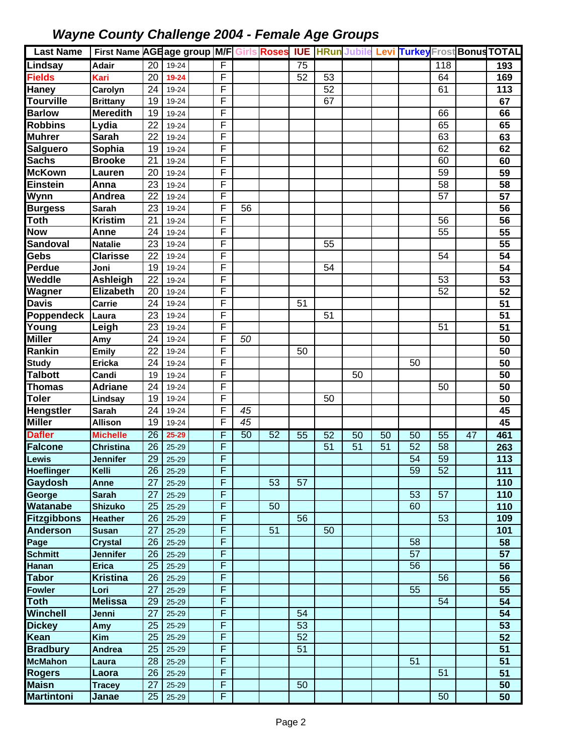# *Wayne County Challenge 2004 - Female Age Groups*

| Last Name | First Name | AGE | age group | M/F | Girls | Roses | IUE | HRun | Jubile | Levi | Turkey | Frost | Bonus | TOTAL |
|---|---|---|---|---|---|---|---|---|---|---|---|---|---|---|
| Lindsay | Adair | 20 | 19-24 | F | | | 75 | | | | | 118 | | 193 |
| Fields | Kari | 20 | 19-24 | F | | | 52 | 53 | | | | 64 | | 169 |
| Haney | Carolyn | 24 | 19-24 | F | | | | 52 | | | | 61 | | 113 |
| Tourville | Brittany | 19 | 19-24 | F | | | | 67 | | | | | | 67 |
| Barlow | Meredith | 19 | 19-24 | F | | | | | | | | 66 | | 66 |
| Robbins | Lydia | 22 | 19-24 | F | | | | | | | | 65 | | 65 |
| Muhrer | Sarah | 22 | 19-24 | F | | | | | | | | 63 | | 63 |
| Salguero | Sophia | 19 | 19-24 | F | | | | | | | | 62 | | 62 |
| Sachs | Brooke | 21 | 19-24 | F | | | | | | | | 60 | | 60 |
| McKown | Lauren | 20 | 19-24 | F | | | | | | | | 59 | | 59 |
| Einstein | Anna | 23 | 19-24 | F | | | | | | | | 58 | | 58 |
| Wynn | Andrea | 22 | 19-24 | F | | | | | | | | 57 | | 57 |
| Burgess | Sarah | 23 | 19-24 | F | 56 | | | | | | | | | 56 |
| Toth | Kristim | 21 | 19-24 | F | | | | | | | | 56 | | 56 |
| Now | Anne | 24 | 19-24 | F | | | | | | | | 55 | | 55 |
| Sandoval | Natalie | 23 | 19-24 | F | | | | 55 | | | | | | 55 |
| Gebs | Clarisse | 22 | 19-24 | F | | | | | | | | 54 | | 54 |
| Perdue | Joni | 19 | 19-24 | F | | | | 54 | | | | | | 54 |
| Weddle | Ashleigh | 22 | 19-24 | F | | | | | | | | 53 | | 53 |
| Wagner | Elizabeth | 20 | 19-24 | F | | | | | | | | 52 | | 52 |
| Davis | Carrie | 24 | 19-24 | F | | | 51 | | | | | | | 51 |
| Poppendeck | Laura | 23 | 19-24 | F | | | | 51 | | | | | | 51 |
| Young | Leigh | 23 | 19-24 | F | | | | | | | | 51 | | 51 |
| Miller | Amy | 24 | 19-24 | F | *50* | | | | | | | | | 50 |
| Rankin | Emily | 22 | 19-24 | F | | | 50 | | | | | | | 50 |
| Study | Ericka | 24 | 19-24 | F | | | | | | | 50 | | | 50 |
| Talbott | Candi | 19 | 19-24 | F | | | | | 50 | | | | | 50 |
| Thomas | Adriane | 24 | 19-24 | F | | | | | | | | 50 | | 50 |
| Toler | Lindsay | 19 | 19-24 | F | | | | 50 | | | | | | 50 |
| Hengstler | Sarah | 24 | 19-24 | F | *45* | | | | | | | | | 45 |
| Miller | Allison | 19 | 19-24 | F | *45* | | | | | | | | | 45 |
| Dafler | Michelle | 26 | 25-29 | F | 50 | 52 | 55 | 52 | 50 | 50 | 50 | 55 | 47 | 461 |
| Falcone | Christina | 26 | 25-29 | F | | | | 51 | 51 | 51 | 52 | 58 | | 263 |
| Lewis | Jennifer | 29 | 25-29 | F | | | | | | | 54 | 59 | | 113 |
| Hoeflinger | Kelli | 26 | 25-29 | F | | | | | | | 59 | 52 | | 111 |
| Gaydosh | Anne | 27 | 25-29 | F | | 53 | 57 | | | | | | | 110 |
| George | Sarah | 27 | 25-29 | F | | | | | | | 53 | 57 | | 110 |
| Watanabe | Shizuko | 25 | 25-29 | F | | 50 | | | | | 60 | | | 110 |
| Fitzgibbons | Heather | 26 | 25-29 | F | | | 56 | | | | | 53 | | 109 |
| Anderson | Susan | 27 | 25-29 | F | | 51 | | 50 | | | | | | 101 |
| Page | Crystal | 26 | 25-29 | F | | | | | | | 58 | | | 58 |
| Schmitt | Jennifer | 26 | 25-29 | F | | | | | | | 57 | | | 57 |
| Hanan | Erica | 25 | 25-29 | F | | | | | | | 56 | | | 56 |
| Tabor | Kristina | 26 | 25-29 | F | | | | | | | | 56 | | 56 |
| Fowler | Lori | 27 | 25-29 | F | | | | | | | 55 | | | 55 |
| Toth | Melissa | 29 | 25-29 | F | | | | | | | | 54 | | 54 |
| Winchell | Jenni | 27 | 25-29 | F | | | 54 | | | | | | | 54 |
| Dickey | Amy | 25 | 25-29 | F | | | 53 | | | | | | | 53 |
| Kean | Kim | 25 | 25-29 | F | | | 52 | | | | | | | 52 |
| Bradbury | Andrea | 25 | 25-29 | F | | | 51 | | | | | | | 51 |
| McMahon | Laura | 28 | 25-29 | F | | | | | | | 51 | | | 51 |
| Rogers | Laora | 26 | 25-29 | F | | | | | | | | 51 | | 51 |
| Maisn | Tracey | 27 | 25-29 | F | | | 50 | | | | | | | 50 |
| Martintoni | Janae | 25 | 25-29 | F | | | | | | | | 50 | | 50 |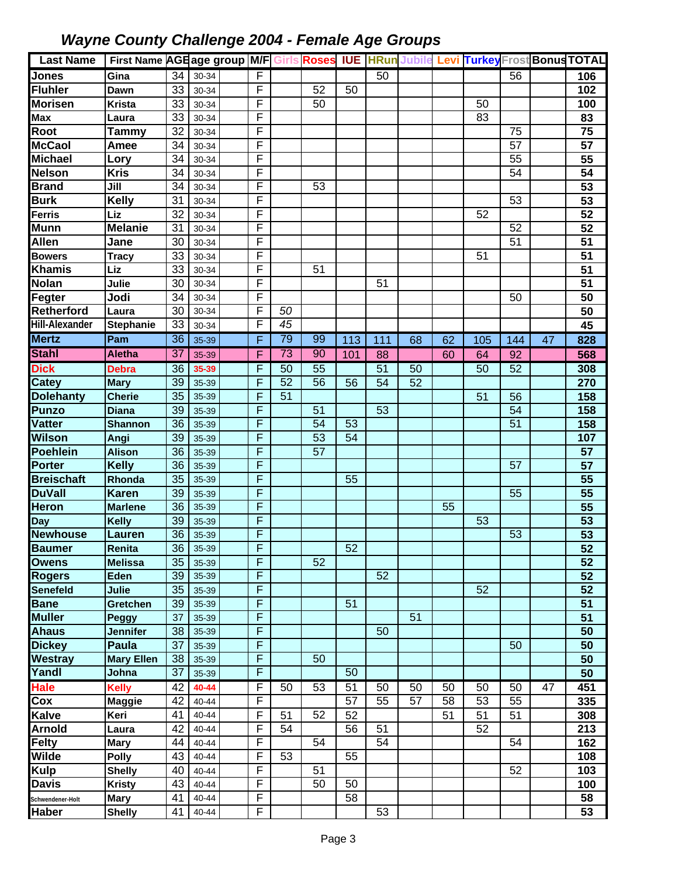# *Wayne County Challenge 2004 - Female Age Groups*

| Last Name | First Name | AGE | age group | M/F | Girls | Roses | IUE | HRun | Jubile | Levi | Turkey | Frost | Bonus | TOTAL |
|---|---|---|---|---|---|---|---|---|---|---|---|---|---|---|
| Jones | Gina | 34 | 30-34 | F | | | | 50 | | | | 56 | | 106 |
| Fluhler | Dawn | 33 | 30-34 | F | | 52 | 50 | | | | | | | 102 |
| Morisen | Krista | 33 | 30-34 | F | | 50 | | | | | 50 | | | 100 |
| Max | Laura | 33 | 30-34 | F | | | | | | | 83 | | | 83 |
| Root | Tammy | 32 | 30-34 | F | | | | | | | | 75 | | 75 |
| McCaol | Amee | 34 | 30-34 | F | | | | | | | | 57 | | 57 |
| Michael | Lory | 34 | 30-34 | F | | | | | | | | 55 | | 55 |
| Nelson | Kris | 34 | 30-34 | F | | | | | | | | 54 | | 54 |
| Brand | Jill | 34 | 30-34 | F | | 53 | | | | | | | | 53 |
| Burk | Kelly | 31 | 30-34 | F | | | | | | | | 53 | | 53 |
| Ferris | Liz | 32 | 30-34 | F | | | | | | | 52 | | | 52 |
| Munn | Melanie | 31 | 30-34 | F | | | | | | | | 52 | | 52 |
| Allen | Jane | 30 | 30-34 | F | | | | | | | | 51 | | 51 |
| Bowers | Tracy | 33 | 30-34 | F | | | | | | | 51 | | | 51 |
| Khamis | Liz | 33 | 30-34 | F | | 51 | | | | | | | | 51 |
| Nolan | Julie | 30 | 30-34 | F | | | | 51 | | | | | | 51 |
| Fegter | Jodi | 34 | 30-34 | F | | | | | | | | 50 | | 50 |
| Retherford | Laura | 30 | 30-34 | F | *50* | | | | | | | | | 50 |
| Hill-Alexander | Stephanie | 33 | 30-34 | F | *45* | | | | | | | | | 45 |
| Mertz | Pam | 36 | 35-39 | F | 79 | 99 | 113 | 111 | 68 | 62 | 105 | 144 | 47 | 828 |
| Stahl | Aletha | 37 | 35-39 | F | 73 | 90 | 101 | 88 | | 60 | 64 | 92 | | 568 |
| Dick | Debra | 36 | 35-39 | F | 50 | 55 | | 51 | 50 | | 50 | 52 | | 308 |
| Catey | Mary | 39 | 35-39 | F | 52 | 56 | 56 | 54 | 52 | | | | | 270 |
| Dolehanty | Cherie | 35 | 35-39 | F | 51 | | | | | | 51 | 56 | | 158 |
| Punzo | Diana | 39 | 35-39 | F | | 51 | | 53 | | | | 54 | | 158 |
| Vatter | Shannon | 36 | 35-39 | F | | 54 | 53 | | | | | 51 | | 158 |
| Wilson | Angi | 39 | 35-39 | F | | 53 | 54 | | | | | | | 107 |
| Poehlein | Alison | 36 | 35-39 | F | | 57 | | | | | | | | 57 |
| Porter | Kelly | 36 | 35-39 | F | | | | | | | | 57 | | 57 |
| Breischaft | Rhonda | 35 | 35-39 | F | | | 55 | | | | | | | 55 |
| DuVall | Karen | 39 | 35-39 | F | | | | | | | | 55 | | 55 |
| Heron | Marlene | 36 | 35-39 | F | | | | | | 55 | | | | 55 |
| Day | Kelly | 39 | 35-39 | F | | | | | | | 53 | | | 53 |
| Newhouse | Lauren | 36 | 35-39 | F | | | | | | | | 53 | | 53 |
| Baumer | Renita | 36 | 35-39 | F | | | 52 | | | | | | | 52 |
| Owens | Melissa | 35 | 35-39 | F | | 52 | | | | | | | | 52 |
| Rogers | Eden | 39 | 35-39 | F | | | | 52 | | | | | | 52 |
| Senefeld | Julie | 35 | 35-39 | F | | | | | | | 52 | | | 52 |
| Bane | Gretchen | 39 | 35-39 | F | | | 51 | | | | | | | 51 |
| Muller | Peggy | 37 | 35-39 | F | | | | | 51 | | | | | 51 |
| Ahaus | Jennifer | 38 | 35-39 | F | | | | 50 | | | | | | 50 |
| Dickey | Paula | 37 | 35-39 | F | | | | | | | | 50 | | 50 |
| Westray | Mary Ellen | 38 | 35-39 | F | | 50 | | | | | | | | 50 |
| Yandl | Johna | 37 | 35-39 | F | | | 50 | | | | | | | 50 |
| Hale | Kelly | 42 | 40-44 | F | 50 | 53 | 51 | 50 | 50 | 50 | 50 | 50 | 47 | 451 |
| Cox | Maggie | 42 | 40-44 | F | | | 57 | 55 | 57 | 58 | 53 | 55 | | 335 |
| Kalve | Keri | 41 | 40-44 | F | 51 | 52 | 52 | | | 51 | 51 | 51 | | 308 |
| Arnold | Laura | 42 | 40-44 | F | 54 | | 56 | 51 | | | 52 | | | 213 |
| Felty | Mary | 44 | 40-44 | F | | 54 | | 54 | | | | 54 | | 162 |
| Wilde | Polly | 43 | 40-44 | F | 53 | | 55 | | | | | | | 108 |
| Kulp | Shelly | 40 | 40-44 | F | | 51 | | | | | | 52 | | 103 |
| Davis | Kristy | 43 | 40-44 | F | | 50 | 50 | | | | | | | 100 |
| Schwendener-Holt | Mary | 41 | 40-44 | F | | | 58 | | | | | | | 58 |
| Haber | Shelly | 41 | 40-44 | F | | | | 53 | | | | | | 53 |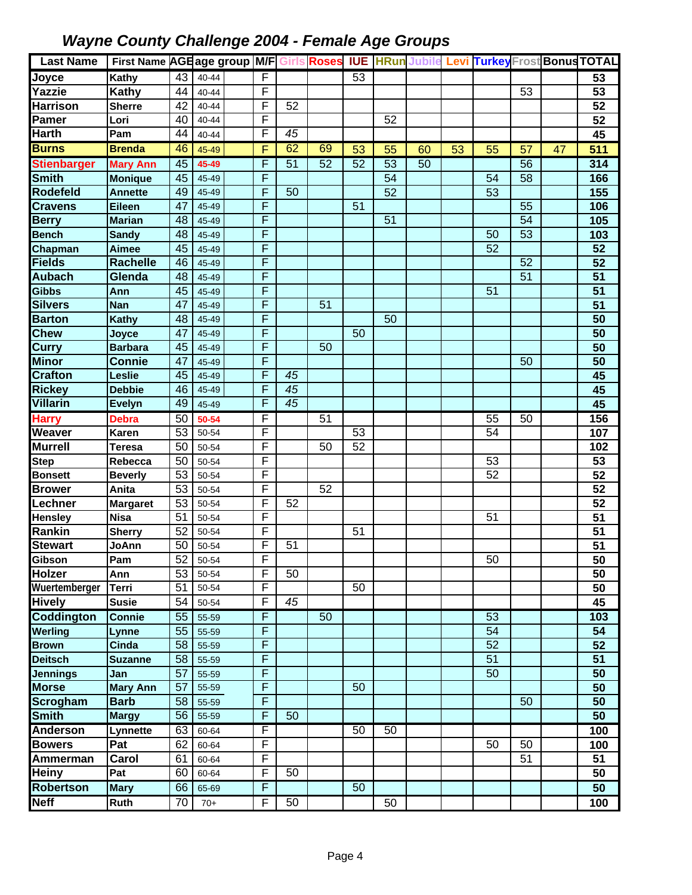## *Wayne County Challenge 2004 - Female Age Groups*

| Last Name | First Name | AGE | age group | M/F | Girls | Roses | IUE | HRun | Jubile | Levi | Turkey | Frost | Bonus | TOTAL |
|---|---|---|---|---|---|---|---|---|---|---|---|---|---|---|
| Joyce | Kathy | 43 | 40-44 | F | | | 53 | | | | | | | 53 |
| Yazzie | Kathy | 44 | 40-44 | F | | | | | | | | 53 | | 53 |
| Harrison | Sherre | 42 | 40-44 | F | 52 | | | | | | | | | 52 |
| Pamer | Lori | 40 | 40-44 | F | | | | 52 | | | | | | 52 |
| Harth | Pam | 44 | 40-44 | F | *45* | | | | | | | | | 45 |
| Burns | Brenda | 46 | 45-49 | F | 62 | 69 | 53 | 55 | 60 | 53 | 55 | 57 | 47 | 511 |
| Stienbarger | Mary Ann | 45 | 45-49 | F | 51 | 52 | 52 | 53 | 50 | | | 56 | | 314 |
| Smith | Monique | 45 | 45-49 | F | | | | 54 | | | 54 | 58 | | 166 |
| Rodefeld | Annette | 49 | 45-49 | F | 50 | | | 52 | | | 53 | | | 155 |
| Cravens | Eileen | 47 | 45-49 | F | | | 51 | | | | | 55 | | 106 |
| Berry | Marian | 48 | 45-49 | F | | | | 51 | | | | 54 | | 105 |
| Bench | Sandy | 48 | 45-49 | F | | | | | | | 50 | 53 | | 103 |
| Chapman | Aimee | 45 | 45-49 | F | | | | | | | 52 | | | 52 |
| Fields | Rachelle | 46 | 45-49 | F | | | | | | | | 52 | | 52 |
| Aubach | Glenda | 48 | 45-49 | F | | | | | | | | 51 | | 51 |
| Gibbs | Ann | 45 | 45-49 | F | | | | | | | 51 | | | 51 |
| Silvers | Nan | 47 | 45-49 | F | | 51 | | | | | | | | 51 |
| Barton | Kathy | 48 | 45-49 | F | | | | 50 | | | | | | 50 |
| Chew | Joyce | 47 | 45-49 | F | | | 50 | | | | | | | 50 |
| Curry | Barbara | 45 | 45-49 | F | | 50 | | | | | | | | 50 |
| Minor | Connie | 47 | 45-49 | F | | | | | | | | 50 | | 50 |
| Crafton | Leslie | 45 | 45-49 | F | *45* | | | | | | | | | 45 |
| Rickey | Debbie | 46 | 45-49 | F | *45* | | | | | | | | | 45 |
| Villarin | Evelyn | 49 | 45-49 | F | *45* | | | | | | | | | 45 |
| Harry | Debra | 50 | 50-54 | F | | 51 | | | | | 55 | 50 | | 156 |
| Weaver | Karen | 53 | 50-54 | F | | | 53 | | | | 54 | | | 107 |
| Murrell | Teresa | 50 | 50-54 | F | | 50 | 52 | | | | | | | 102 |
| Step | Rebecca | 50 | 50-54 | F | | | | | | | 53 | | | 53 |
| Bonsett | Beverly | 53 | 50-54 | F | | | | | | | 52 | | | 52 |
| Brower | Anita | 53 | 50-54 | F | | 52 | | | | | | | | 52 |
| Lechner | Margaret | 53 | 50-54 | F | 52 | | | | | | | | | 52 |
| Hensley | Nisa | 51 | 50-54 | F | | | | | | | 51 | | | 51 |
| Rankin | Sherry | 52 | 50-54 | F | | | 51 | | | | | | | 51 |
| Stewart | JoAnn | 50 | 50-54 | F | 51 | | | | | | | | | 51 |
| Gibson | Pam | 52 | 50-54 | F | | | | | | | 50 | | | 50 |
| Holzer | Ann | 53 | 50-54 | F | 50 | | | | | | | | | 50 |
| Wuertemberger | Terri | 51 | 50-54 | F | | | 50 | | | | | | | 50 |
| Hively | Susie | 54 | 50-54 | F | *45* | | | | | | | | | 45 |
| Coddington | Connie | 55 | 55-59 | F | | 50 | | | | | 53 | | | 103 |
| Werling | Lynne | 55 | 55-59 | F | | | | | | | 54 | | | 54 |
| Brown | Cinda | 58 | 55-59 | F | | | | | | | 52 | | | 52 |
| Deitsch | Suzanne | 58 | 55-59 | F | | | | | | | 51 | | | 51 |
| Jennings | Jan | 57 | 55-59 | F | | | | | | | 50 | | | 50 |
| Morse | Mary Ann | 57 | 55-59 | F | | | 50 | | | | | | | 50 |
| Scrogham | Barb | 58 | 55-59 | F | | | | | | | | 50 | | 50 |
| Smith | Margy | 56 | 55-59 | F | 50 | | | | | | | | | 50 |
| Anderson | Lynnette | 63 | 60-64 | F | | | 50 | 50 | | | | | | 100 |
| Bowers | Pat | 62 | 60-64 | F | | | | | | | 50 | 50 | | 100 |
| Ammerman | Carol | 61 | 60-64 | F | | | | | | | | 51 | | 51 |
| Heiny | Pat | 60 | 60-64 | F | 50 | | | | | | | | | 50 |
| Robertson | Mary | 66 | 65-69 | F | | | 50 | | | | | | | 50 |
| Neff | Ruth | 70 | 70+ | F | 50 | | | 50 | | | | | | 100 |